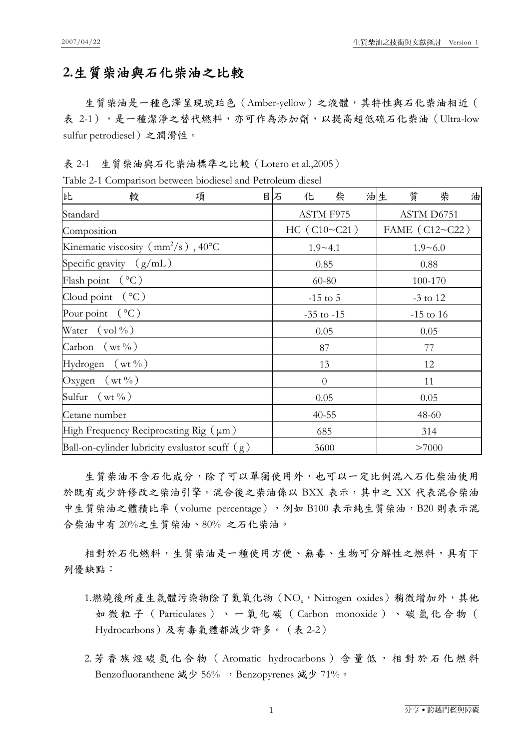# 2.生質柴油與石化柴油之比較

生質柴油是一種色澤呈現琥珀色（Amber-yellow）之液體，其特性與石化柴油相近（表 2-1），是一種潔淨之替代燃料，亦可作為添加劑，以提高超低硫石化柴油（Ultra-low sulfur petrodiesel）之潤滑性。

表 2-1　生質柴油與石化柴油標準之比較（Lotero et al.,2005）

Table 2-1 Comparison between biodiesel and Petroleum diesel

| 比較項目 | 石化柴油 | 生質柴油 |
|---|---|---|
| Standard | ASTM F975 | ASTM D6751 |
| Composition | HC（C10~C21） | FAME（C12~C22） |
| Kinematic viscosity（$mm^2/s$）, 40°C | 1.9~4.1 | 1.9~6.0 |
| Specific gravity （g/mL） | 0.85 | 0.88 |
| Flash point （°C） | 60-80 | 100-170 |
| Cloud point （°C） | -15 to 5 | -3 to 12 |
| Pour point （°C） | -35 to -15 | -15 to 16 |
| Water （vol %） | 0.05 | 0.05 |
| Carbon （wt %） | 87 | 77 |
| Hydrogen （wt %） | 13 | 12 |
| Oxygen （wt %） | 0 | 11 |
| Sulfur （wt %） | 0.05 | 0.05 |
| Cetane number | 40-55 | 48-60 |
| High Frequency Reciprocating Rig（μm） | 685 | 314 |
| Ball-on-cylinder lubricity evaluator scuff（g） | 3600 | >7000 |

生質柴油不含石化成分，除了可以單獨使用外，也可以一定比例混入石化柴油使用於既有或少許修改之柴油引擎。混合後之柴油係以 BXX 表示，其中之 XX 代表混合柴油中生質柴油之體積比率（volume percentage），例如 B100 表示純生質柴油，B20 則表示混合柴油中有 20%之生質柴油、80% 之石化柴油。

相對於石化燃料，生質柴油是一種使用方便、無毒、生物可分解性之燃料，具有下列優缺點：

1.燃燒後所產生氣體污染物除了氮氧化物（$NO_x$，Nitrogen oxides）稍微增加外，其他如微粒子（Particulates）、一氧化碳（Carbon monoxide）、碳氫化合物（Hydrocarbons）及有毒氣體都減少許多。（表 2-2）

2.芳香族烴碳氫化合物（Aromatic hydrocarbons）含量低，相對於石化燃料 Benzofluoranthene 減少 56% ，Benzopyrenes 減少 71%。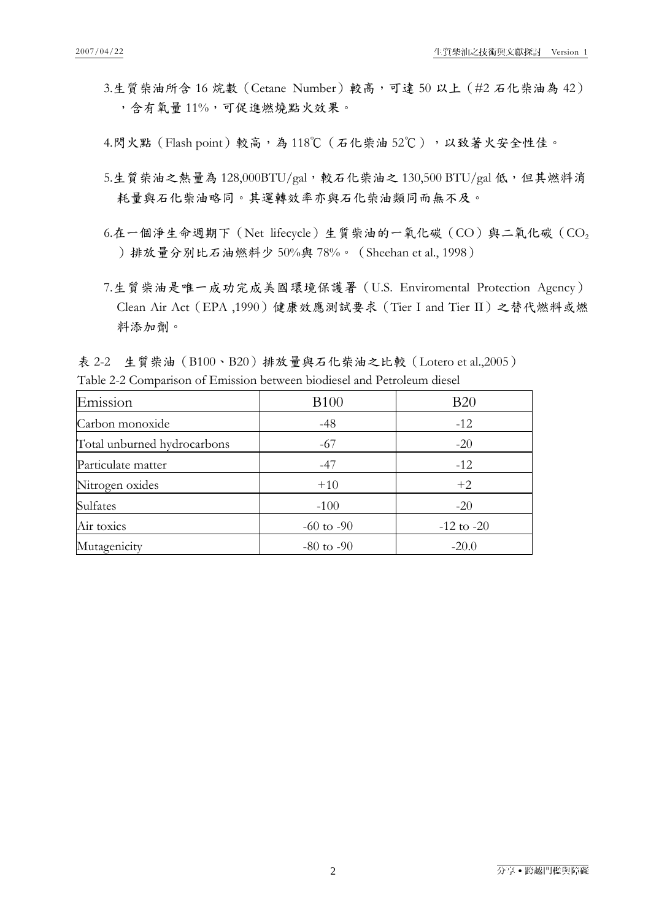3.生質柴油所含 16 烷數（Cetane Number）較高，可達 50 以上（#2 石化柴油為 42），含有氧量 11%，可促進燃燒點火效果。

4.閃火點（Flash point）較高，為 118℃（石化柴油 52℃），以致著火安全性佳。

5.生質柴油之熱量為 128,000BTU/gal，較石化柴油之 130,500 BTU/gal 低，但其燃料消耗量與石化柴油略同。其運轉效率亦與石化柴油類同而無不及。

6.在一個淨生命週期下（Net lifecycle）生質柴油的一氧化碳（CO）與二氧化碳（$CO_2$）排放量分別比石油燃料少 50%與 78%。（Sheehan et al., 1998）

7.生質柴油是唯一成功完成美國環境保護署（U.S. Enviromental Protection Agency）Clean Air Act（EPA ,1990）健康效應測試要求（Tier I and Tier II）之替代燃料或燃料添加劑。

表 2-2　生質柴油（B100、B20）排放量與石化柴油之比較（Lotero et al.,2005）

Table 2-2 Comparison of Emission between biodiesel and Petroleum diesel

| Emission | B100 | B20 |
|---|---|---|
| Carbon monoxide | -48 | -12 |
| Total unburned hydrocarbons | -67 | -20 |
| Particulate matter | -47 | -12 |
| Nitrogen oxides | +10 | +2 |
| Sulfates | -100 | -20 |
| Air toxics | -60 to -90 | -12 to -20 |
| Mutagenicity | -80 to -90 | -20.0 |